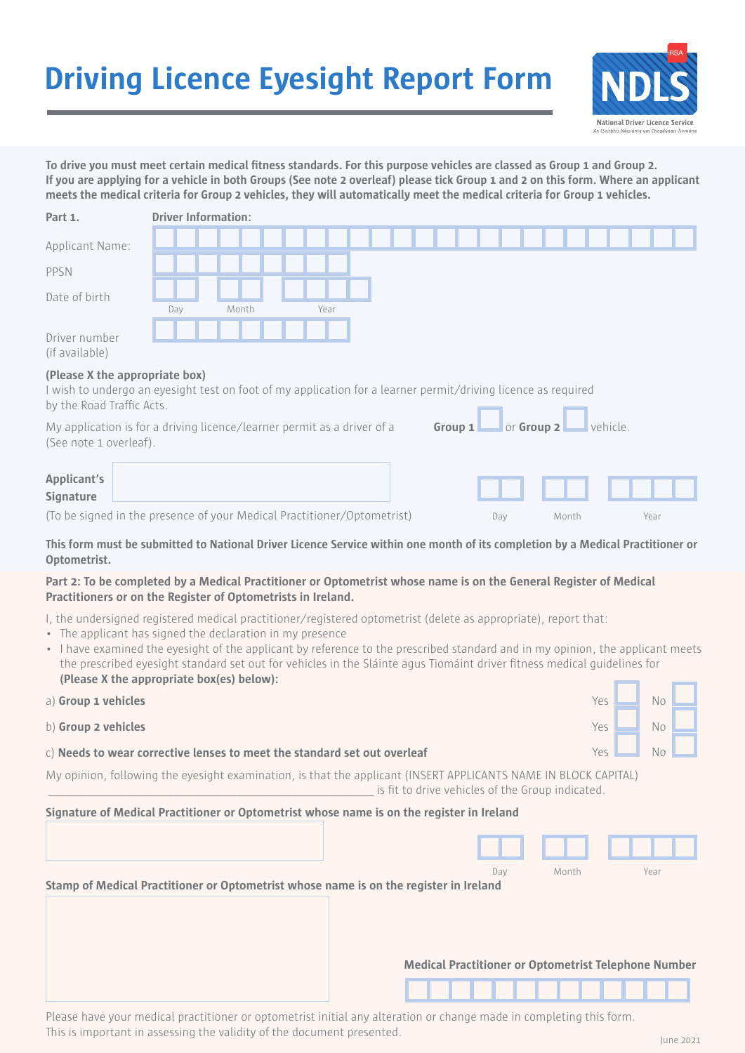# Driving Licence Eyesight Report Form

NDLS
National Driver Licence Service
An tSeirbhís Náisiúnta um Cheadúnais Tiomána

**To drive you must meet certain medical fitness standards. For this purpose vehicles are classed as Group 1 and Group 2. If you are applying for a vehicle in both Groups (See note 2 overleaf) please tick Group 1 and 2 on this form. Where an applicant meets the medical criteria for Group 2 vehicles, they will automatically meet the medical criteria for Group 1 vehicles.**

**Part 1.** **Driver Information:**

Applicant Name:

PPSN

Date of birth (Day / Month / Year)

Driver number (if available)

**(Please X the appropriate box)**
I wish to undergo an eyesight test on foot of my application for a learner permit/driving licence as required by the Road Traffic Acts.

My application is for a driving licence/learner permit as a driver of a (See note 1 overleaf). **Group 1** ☐ or **Group 2** ☐ vehicle.

**Applicant's Signature**

(To be signed in the presence of your Medical Practitioner/Optometrist) Day / Month / Year

**This form must be submitted to National Driver Licence Service within one month of its completion by a Medical Practitioner or Optometrist.**

**Part 2: To be completed by a Medical Practitioner or Optometrist whose name is on the General Register of Medical Practitioners or on the Register of Optometrists in Ireland.**

I, the undersigned registered medical practitioner/registered optometrist (delete as appropriate), report that:

- The applicant has signed the declaration in my presence
- I have examined the eyesight of the applicant by reference to the prescribed standard and in my opinion, the applicant meets the prescribed eyesight standard set out for vehicles in the Sláinte agus Tiomáint driver fitness medical guidelines for **(Please X the appropriate box(es) below):**

| | | |
|---|---|---|
| a) **Group 1 vehicles** | Yes ☐ | No ☐ |
| b) **Group 2 vehicles** | Yes ☐ | No ☐ |
| c) **Needs to wear corrective lenses to meet the standard set out overleaf** | Yes ☐ | No ☐ |

My opinion, following the eyesight examination, is that the applicant (INSERT APPLICANTS NAME IN BLOCK CAPITAL) ______________________________ is fit to drive vehicles of the Group indicated.

**Signature of Medical Practitioner or Optometrist whose name is on the register in Ireland**

Day / Month / Year

**Stamp of Medical Practitioner or Optometrist whose name is on the register in Ireland**

**Medical Practitioner or Optometrist Telephone Number**

Please have your medical practitioner or optometrist initial any alteration or change made in completing this form. This is important in assessing the validity of the document presented.

June 2021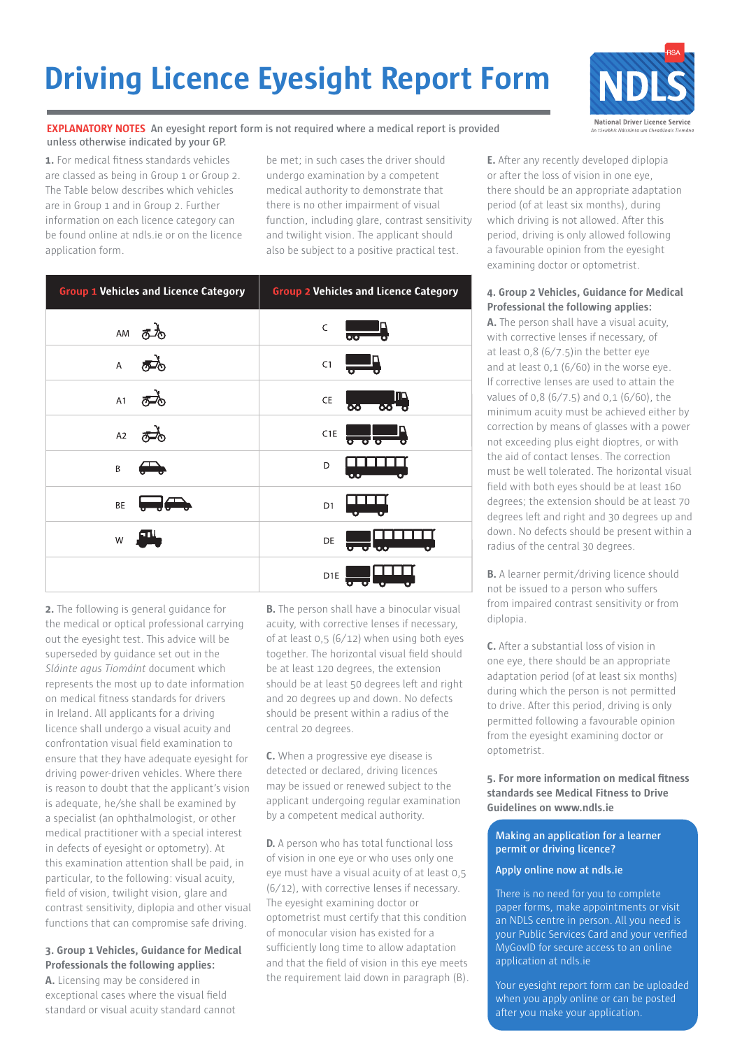# Driving Licence Eyesight Report Form

NDLS
National Driver Licence Service
An tSeirbhís Náisiúnta um Cheadúnais Tiomána

**EXPLANATORY NOTES** An eyesight report form is not required where a medical report is provided unless otherwise indicated by your GP.

**1.** For medical fitness standards vehicles are classed as being in Group 1 or Group 2. The Table below describes which vehicles are in Group 1 and in Group 2. Further information on each licence category can be found online at ndls.ie or on the licence application form.

| Group 1 Vehicles and Licence Category | Group 2 Vehicles and Licence Category |
|---|---|
| AM | C |
| A | C1 |
| A1 | CE |
| A2 | C1E |
| B | D |
| BE | D1 |
| W | DE |
| | D1E |

**2.** The following is general guidance for the medical or optical professional carrying out the eyesight test. This advice will be superseded by guidance set out in the *Sláinte agus Tiomáint* document which represents the most up to date information on medical fitness standards for drivers in Ireland. All applicants for a driving licence shall undergo a visual acuity and confrontation visual field examination to ensure that they have adequate eyesight for driving power-driven vehicles. Where there is reason to doubt that the applicant's vision is adequate, he/she shall be examined by a specialist (an ophthalmologist, or other medical practitioner with a special interest in defects of eyesight or optometry). At this examination attention shall be paid, in particular, to the following: visual acuity, field of vision, twilight vision, glare and contrast sensitivity, diplopia and other visual functions that can compromise safe driving.

**3. Group 1 Vehicles, Guidance for Medical Professionals the following applies:**

**A.** Licensing may be considered in exceptional cases where the visual field standard or visual acuity standard cannot be met; in such cases the driver should undergo examination by a competent medical authority to demonstrate that there is no other impairment of visual function, including glare, contrast sensitivity and twilight vision. The applicant should also be subject to a positive practical test.

**B.** The person shall have a binocular visual acuity, with corrective lenses if necessary, of at least 0,5 (6/12) when using both eyes together. The horizontal visual field should be at least 120 degrees, the extension should be at least 50 degrees left and right and 20 degrees up and down. No defects should be present within a radius of the central 20 degrees.

**C.** When a progressive eye disease is detected or declared, driving licences may be issued or renewed subject to the applicant undergoing regular examination by a competent medical authority.

**D.** A person who has total functional loss of vision in one eye or who uses only one eye must have a visual acuity of at least 0,5 (6/12), with corrective lenses if necessary. The eyesight examining doctor or optometrist must certify that this condition of monocular vision has existed for a sufficiently long time to allow adaptation and that the field of vision in this eye meets the requirement laid down in paragraph (B).

**E.** After any recently developed diplopia or after the loss of vision in one eye, there should be an appropriate adaptation period (of at least six months), during which driving is not allowed. After this period, driving is only allowed following a favourable opinion from the eyesight examining doctor or optometrist.

**4. Group 2 Vehicles, Guidance for Medical Professional the following applies:**

**A.** The person shall have a visual acuity, with corrective lenses if necessary, of at least 0,8 (6/7.5)in the better eye and at least 0,1 (6/60) in the worse eye. If corrective lenses are used to attain the values of 0,8 (6/7.5) and 0,1 (6/60), the minimum acuity must be achieved either by correction by means of glasses with a power not exceeding plus eight dioptres, or with the aid of contact lenses. The correction must be well tolerated. The horizontal visual field with both eyes should be at least 160 degrees; the extension should be at least 70 degrees left and right and 30 degrees up and down. No defects should be present within a radius of the central 30 degrees.

**B.** A learner permit/driving licence should not be issued to a person who suffers from impaired contrast sensitivity or from diplopia.

**C.** After a substantial loss of vision in one eye, there should be an appropriate adaptation period (of at least six months) during which the person is not permitted to drive. After this period, driving is only permitted following a favourable opinion from the eyesight examining doctor or optometrist.

**5. For more information on medical fitness standards see Medical Fitness to Drive Guidelines on www.ndls.ie**

**Making an application for a learner permit or driving licence?**

**Apply online now at ndls.ie**

There is no need for you to complete paper forms, make appointments or visit an NDLS centre in person. All you need is your Public Services Card and your verified MyGovID for secure access to an online application at ndls.ie

Your eyesight report form can be uploaded when you apply online or can be posted after you make your application.